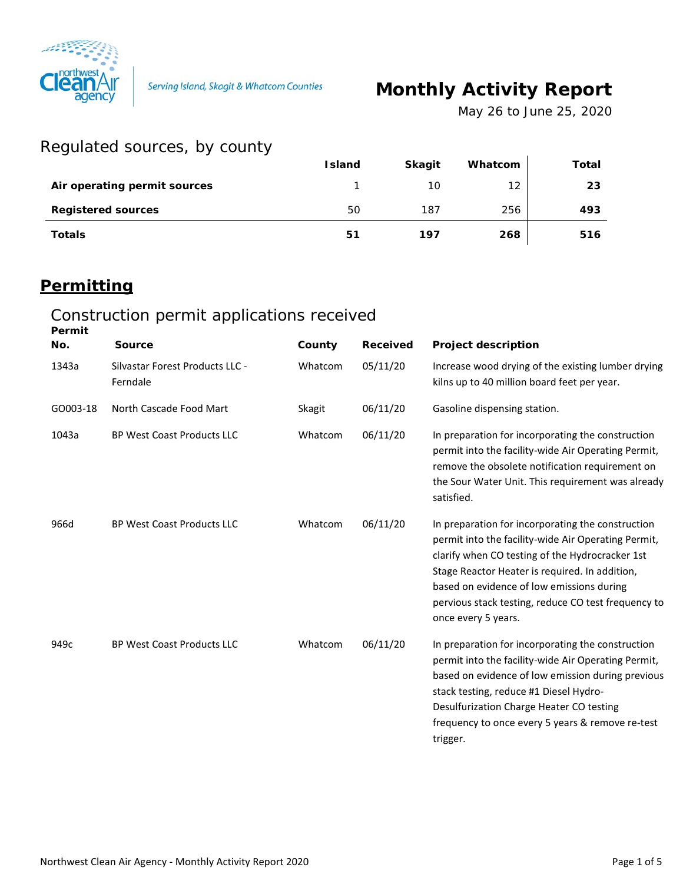Serving Island, Skagit & Whatcom Counties

# Monthly Activity Report

May 26 to June 25, 2020

## Regulated sources, by county

| | Island | Skagit | Whatcom | Total |
|---|---|---|---|---|
| **Air operating permit sources** | 1 | 10 | 12 | **23** |
| **Registered sources** | 50 | 187 | 256 | **493** |
| **Totals** | **51** | **197** | **268** | **516** |

## Permitting

### Construction permit applications received

| Permit No. | Source | County | Received | Project description |
|---|---|---|---|---|
| 1343a | Silvastar Forest Products LLC - Ferndale | Whatcom | 05/11/20 | Increase wood drying of the existing lumber drying kilns up to 40 million board feet per year. |
| GO003-18 | North Cascade Food Mart | Skagit | 06/11/20 | Gasoline dispensing station. |
| 1043a | BP West Coast Products LLC | Whatcom | 06/11/20 | In preparation for incorporating the construction permit into the facility-wide Air Operating Permit, remove the obsolete notification requirement on the Sour Water Unit. This requirement was already satisfied. |
| 966d | BP West Coast Products LLC | Whatcom | 06/11/20 | In preparation for incorporating the construction permit into the facility-wide Air Operating Permit, clarify when CO testing of the Hydrocracker 1st Stage Reactor Heater is required. In addition, based on evidence of low emissions during pervious stack testing, reduce CO test frequency to once every 5 years. |
| 949c | BP West Coast Products LLC | Whatcom | 06/11/20 | In preparation for incorporating the construction permit into the facility-wide Air Operating Permit, based on evidence of low emission during previous stack testing, reduce #1 Diesel Hydro-Desulfurization Charge Heater CO testing frequency to once every 5 years & remove re-test trigger. |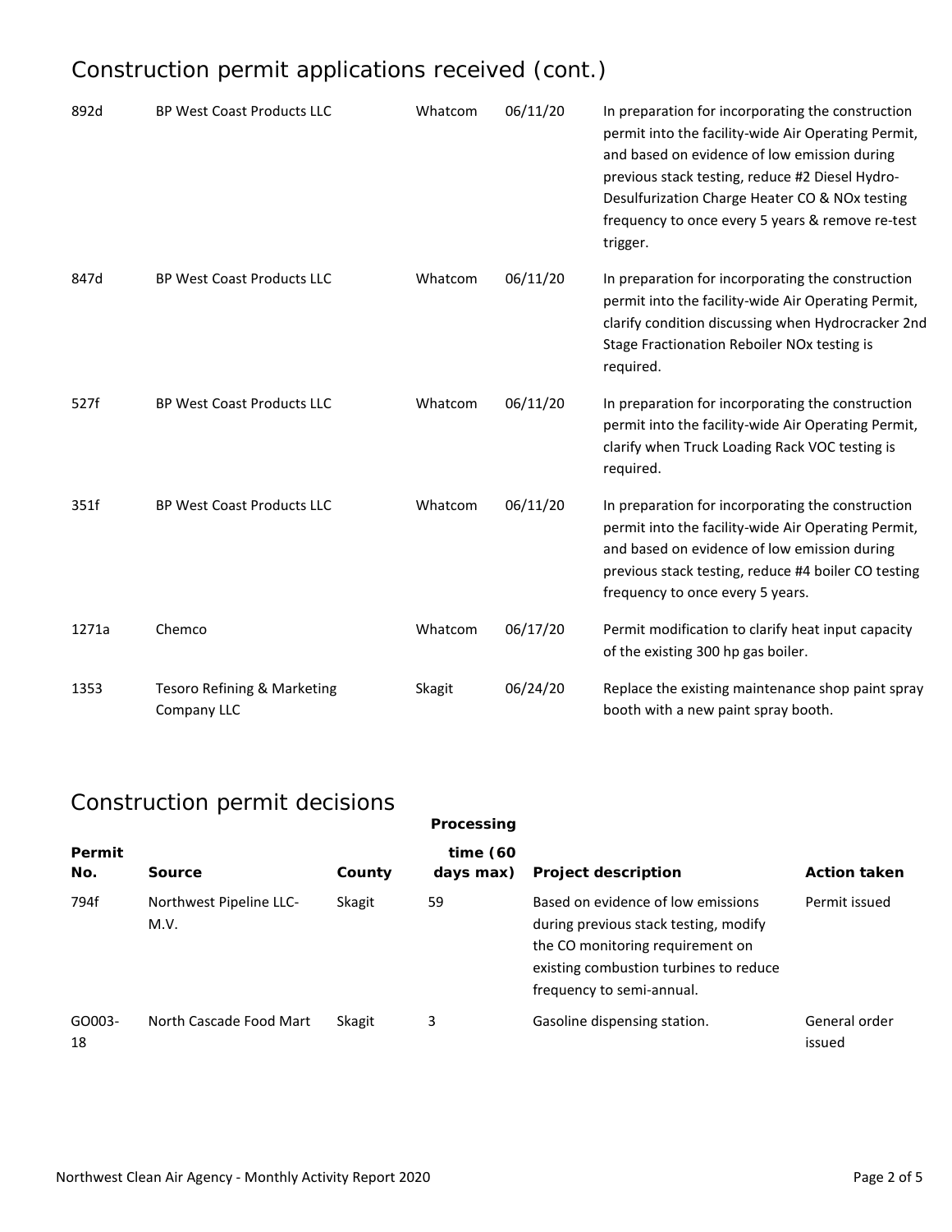## Construction permit applications received (cont.)

| | | | | |
|---|---|---|---|---|
| 892d | BP West Coast Products LLC | Whatcom | 06/11/20 | In preparation for incorporating the construction permit into the facility-wide Air Operating Permit, and based on evidence of low emission during previous stack testing, reduce #2 Diesel Hydro-Desulfurization Charge Heater CO & NOx testing frequency to once every 5 years & remove re-test trigger. |
| 847d | BP West Coast Products LLC | Whatcom | 06/11/20 | In preparation for incorporating the construction permit into the facility-wide Air Operating Permit, clarify condition discussing when Hydrocracker 2nd Stage Fractionation Reboiler NOx testing is required. |
| 527f | BP West Coast Products LLC | Whatcom | 06/11/20 | In preparation for incorporating the construction permit into the facility-wide Air Operating Permit, clarify when Truck Loading Rack VOC testing is required. |
| 351f | BP West Coast Products LLC | Whatcom | 06/11/20 | In preparation for incorporating the construction permit into the facility-wide Air Operating Permit, and based on evidence of low emission during previous stack testing, reduce #4 boiler CO testing frequency to once every 5 years. |
| 1271a | Chemco | Whatcom | 06/17/20 | Permit modification to clarify heat input capacity of the existing 300 hp gas boiler. |
| 1353 | Tesoro Refining & Marketing Company LLC | Skagit | 06/24/20 | Replace the existing maintenance shop paint spray booth with a new paint spray booth. |

## Construction permit decisions

| Permit No. | Source | County | Processing time (60 days max) | Project description | Action taken |
|---|---|---|---|---|---|
| 794f | Northwest Pipeline LLC-M.V. | Skagit | 59 | Based on evidence of low emissions during previous stack testing, modify the CO monitoring requirement on existing combustion turbines to reduce frequency to semi-annual. | Permit issued |
| GO003-18 | North Cascade Food Mart | Skagit | 3 | Gasoline dispensing station. | General order issued |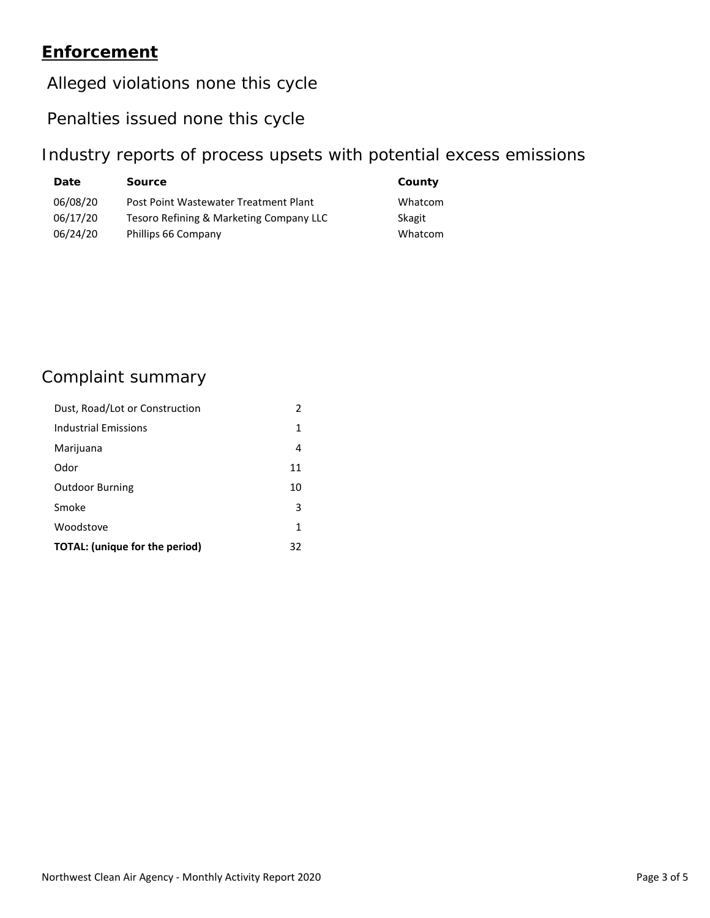## Enforcement

Alleged violations none this cycle

Penalties issued none this cycle

### Industry reports of process upsets with potential excess emissions

| Date | Source | County |
|---|---|---|
| 06/08/20 | Post Point Wastewater Treatment Plant | Whatcom |
| 06/17/20 | Tesoro Refining & Marketing Company LLC | Skagit |
| 06/24/20 | Phillips 66 Company | Whatcom |

### Complaint summary

| | |
|---|---|
| Dust, Road/Lot or Construction | 2 |
| Industrial Emissions | 1 |
| Marijuana | 4 |
| Odor | 11 |
| Outdoor Burning | 10 |
| Smoke | 3 |
| Woodstove | 1 |
| **TOTAL: (unique for the period)** | 32 |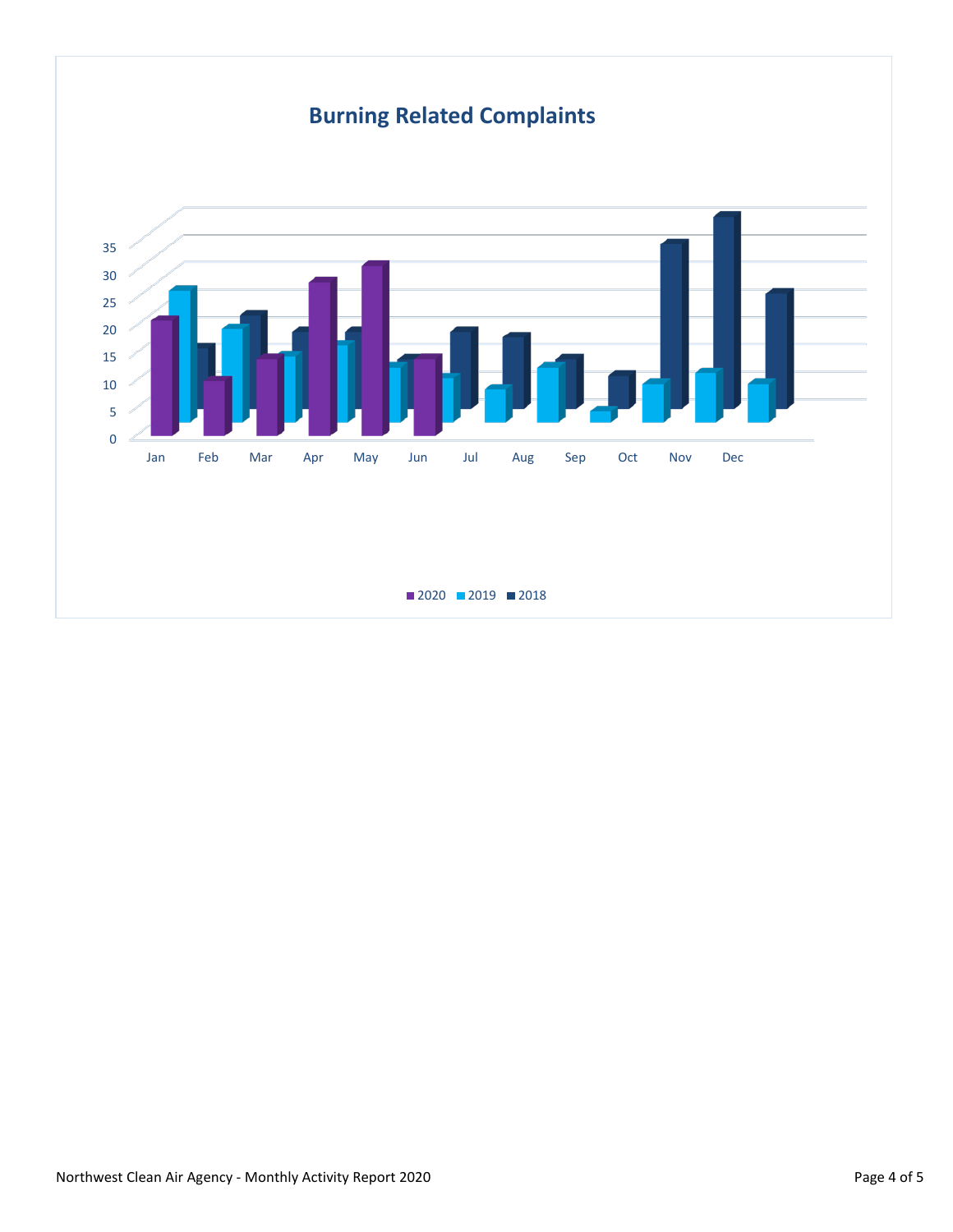## Burning Related Complaints

35
30
25
20
15
10
5
0

Jan Feb Mar Apr May Jun Jul Aug Sep Oct Nov Dec

2020 2019 2018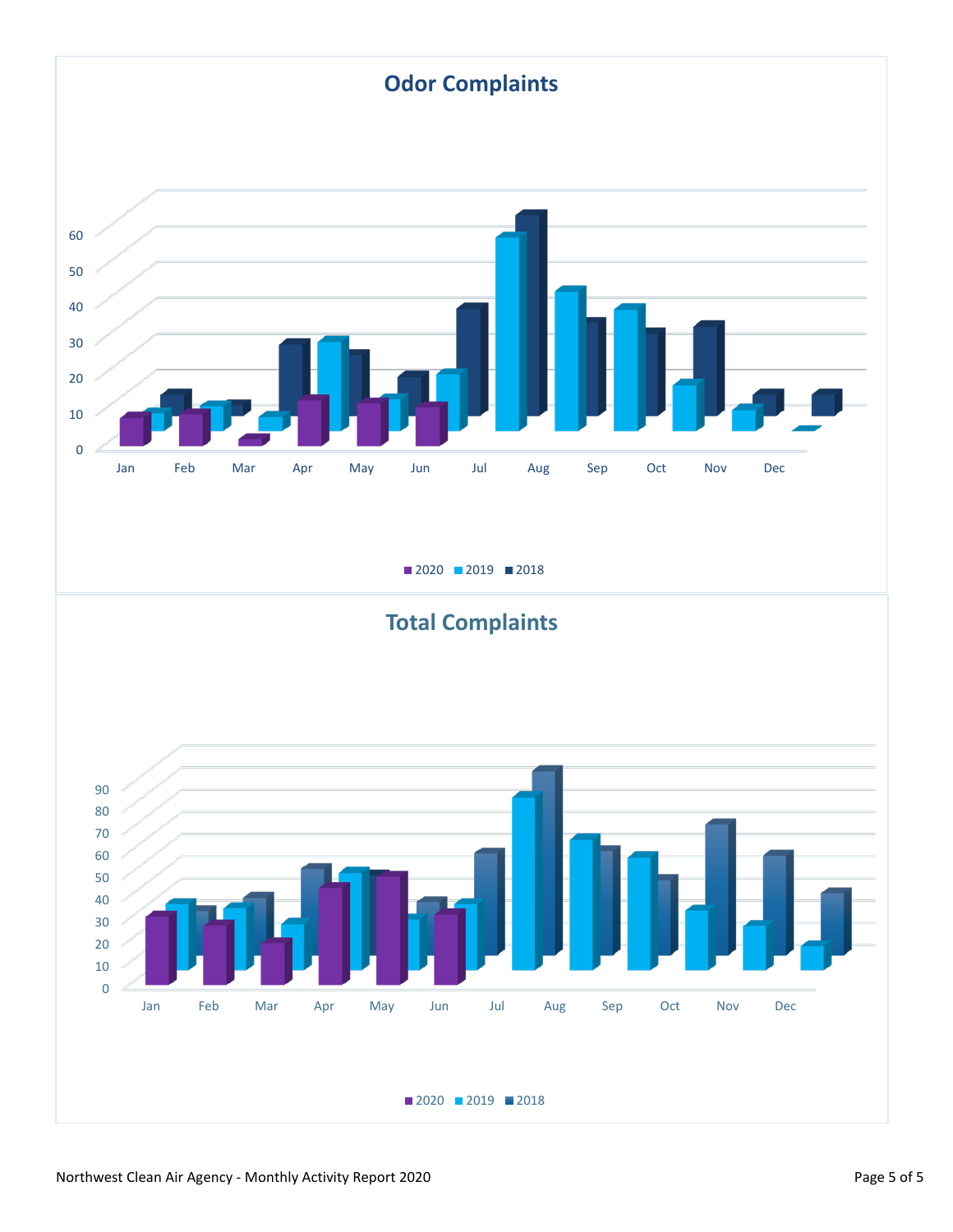## Odor Complaints

60
50
40
30
20
10
0

Jan Feb Mar Apr May Jun Jul Aug Sep Oct Nov Dec

2020 2019 2018

## Total Complaints

90
80
70
60
50
40
30
20
10
0

Jan Feb Mar Apr May Jun Jul Aug Sep Oct Nov Dec

2020 2019 2018